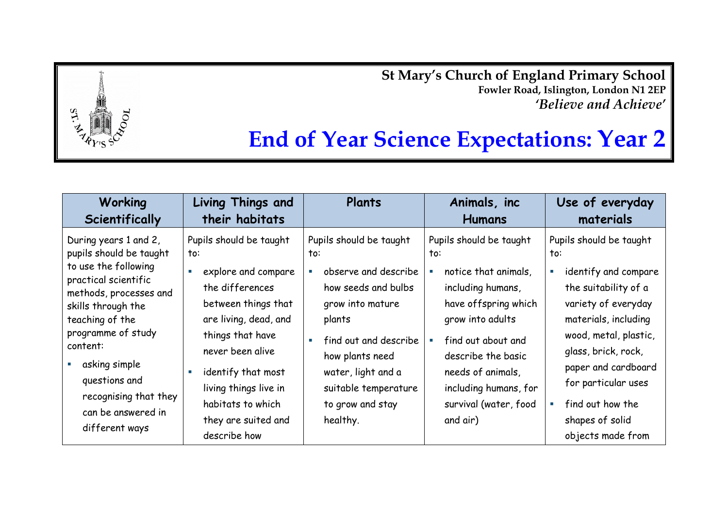**St Mary's Church of England Primary School**
**Fowler Road, Islington, London N1 2EP**
***'Believe and Achieve'***

# End of Year Science Expectations: Year 2

| Working Scientifically | Living Things and their habitats | Plants | Animals, inc Humans | Use of everyday materials |
|---|---|---|---|---|
| During years 1 and 2, pupils should be taught to use the following practical scientific methods, processes and skills through the teaching of the programme of study content:<br>▪ asking simple questions and recognising that they can be answered in different ways | Pupils should be taught to:<br>▪ explore and compare the differences between things that are living, dead, and things that have never been alive<br>▪ identify that most living things live in habitats to which they are suited and describe how | Pupils should be taught to:<br>▪ observe and describe how seeds and bulbs grow into mature plants<br>▪ find out and describe how plants need water, light and a suitable temperature to grow and stay healthy. | Pupils should be taught to:<br>▪ notice that animals, including humans, have offspring which grow into adults<br>▪ find out about and describe the basic needs of animals, including humans, for survival (water, food and air) | Pupils should be taught to:<br>▪ identify and compare the suitability of a variety of everyday materials, including wood, metal, plastic, glass, brick, rock, paper and cardboard for particular uses<br>▪ find out how the shapes of solid objects made from |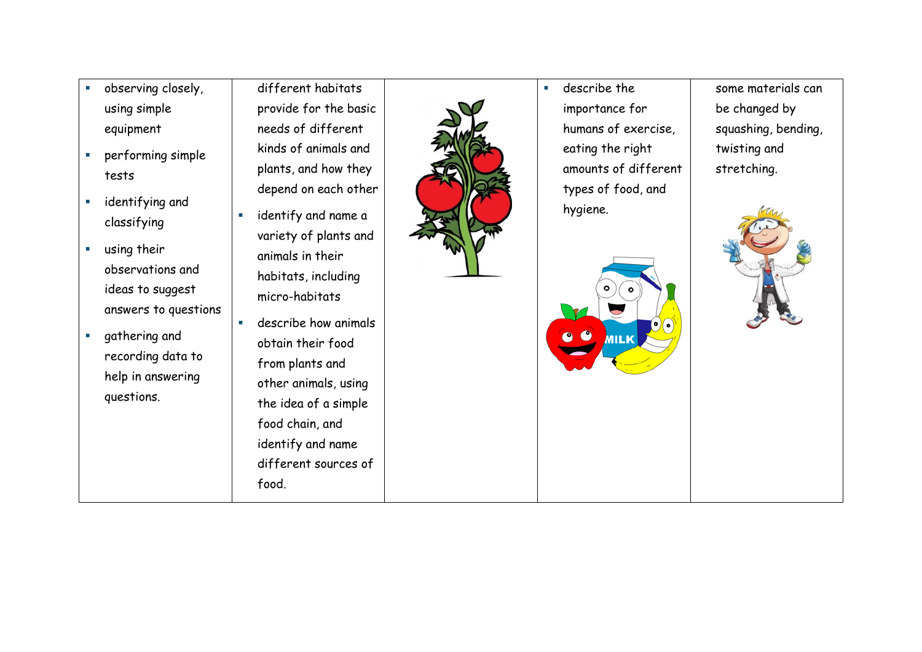| | | | | |
|---|---|---|---|---|
| <ul><li>observing closely, using simple equipment</li><li>performing simple tests</li><li>identifying and classifying</li><li>using their observations and ideas to suggest answers to questions</li><li>gathering and recording data to help in answering questions.</li></ul> | different habitats provide for the basic needs of different kinds of animals and plants, and how they depend on each other<ul><li>identify and name a variety of plants and animals in their habitats, including micro-habitats</li><li>describe how animals obtain their food from plants and other animals, using the idea of a simple food chain, and identify and name different sources of food.</li></ul> | | <ul><li>describe the importance for humans of exercise, eating the right amounts of different types of food, and hygiene.</li></ul> | some materials can be changed by squashing, bending, twisting and stretching. |